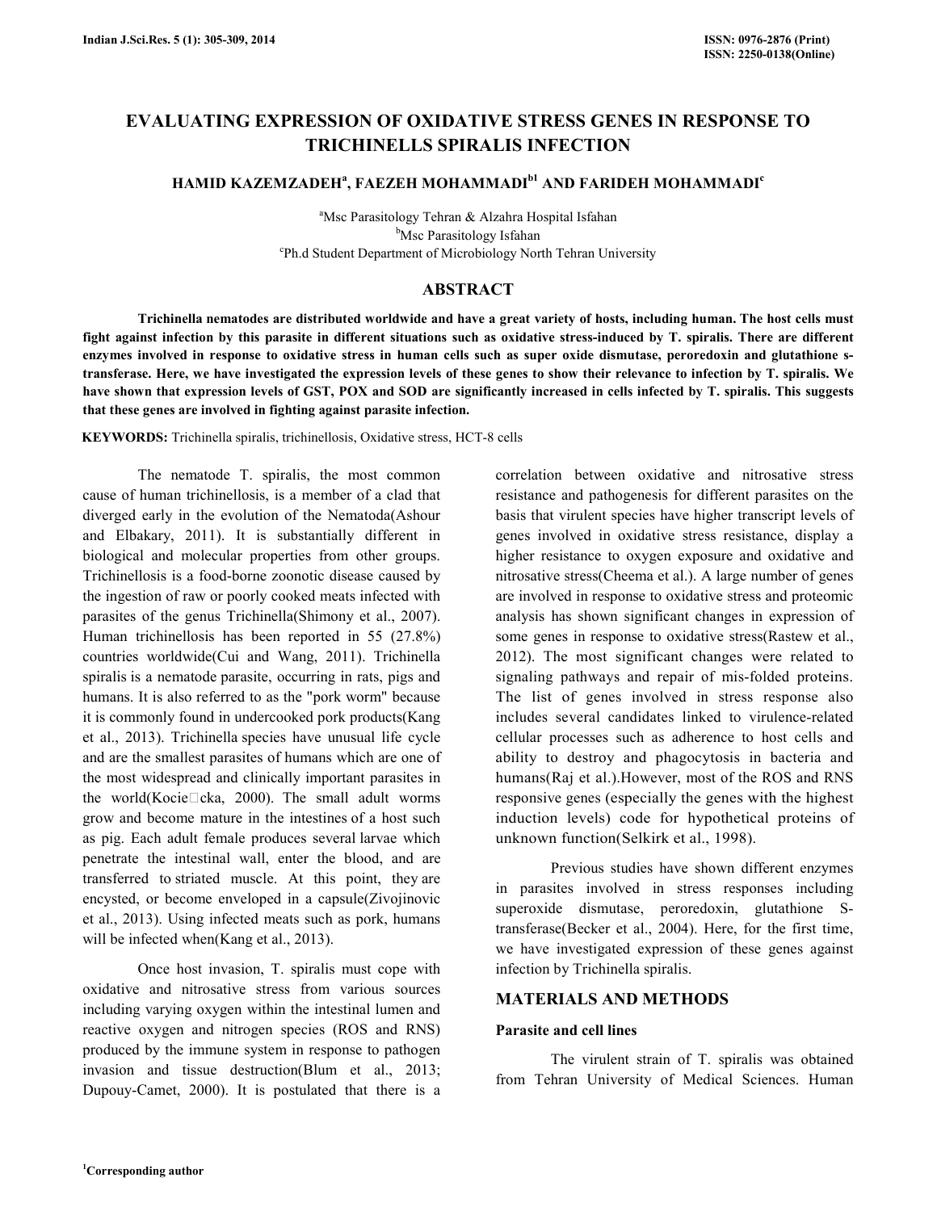# EVALUATING EXPRESSION OF OXIDATIVE STRESS GENES IN RESPONSE TO TRICHINELLS SPIRALIS INFECTION

**HAMID KAZEMZADEH[a], FAEZEH MOHAMMADI[b1] AND FARIDEH MOHAMMADI[c]**

[a]Msc Parasitology Tehran & Alzahra Hospital Isfahan
[b]Msc Parasitology Isfahan
[c]Ph.d Student Department of Microbiology North Tehran University

## ABSTRACT

**Trichinella nematodes are distributed worldwide and have a great variety of hosts, including human. The host cells must fight against infection by this parasite in different situations such as oxidative stress-induced by T. spiralis. There are different enzymes involved in response to oxidative stress in human cells such as super oxide dismutase, peroredoxin and glutathione s-transferase. Here, we have investigated the expression levels of these genes to show their relevance to infection by T. spiralis. We have shown that expression levels of GST, POX and SOD are significantly increased in cells infected by T. spiralis. This suggests that these genes are involved in fighting against parasite infection.**

**KEYWORDS:** Trichinella spiralis, trichinellosis, Oxidative stress, HCT-8 cells

The nematode T. spiralis, the most common cause of human trichinellosis, is a member of a clad that diverged early in the evolution of the Nematoda(Ashour and Elbakary, 2011). It is substantially different in biological and molecular properties from other groups. Trichinellosis is a food-borne zoonotic disease caused by the ingestion of raw or poorly cooked meats infected with parasites of the genus Trichinella(Shimony et al., 2007). Human trichinellosis has been reported in 55 (27.8%) countries worldwide(Cui and Wang, 2011). Trichinella spiralis is a nematode parasite, occurring in rats, pigs and humans. It is also referred to as the "pork worm" because it is commonly found in undercooked pork products(Kang et al., 2013). Trichinella species have unusual life cycle and are the smallest parasites of humans which are one of the most widespread and clinically important parasites in the world(Kocie□cka, 2000). The small adult worms grow and become mature in the intestines of a host such as pig. Each adult female produces several larvae which penetrate the intestinal wall, enter the blood, and are transferred to striated muscle. At this point, they are encysted, or become enveloped in a capsule(Zivojinovic et al., 2013). Using infected meats such as pork, humans will be infected when(Kang et al., 2013).

Once host invasion, T. spiralis must cope with oxidative and nitrosative stress from various sources including varying oxygen within the intestinal lumen and reactive oxygen and nitrogen species (ROS and RNS) produced by the immune system in response to pathogen invasion and tissue destruction(Blum et al., 2013; Dupouy-Camet, 2000). It is postulated that there is a correlation between oxidative and nitrosative stress resistance and pathogenesis for different parasites on the basis that virulent species have higher transcript levels of genes involved in oxidative stress resistance, display a higher resistance to oxygen exposure and oxidative and nitrosative stress(Cheema et al.). A large number of genes are involved in response to oxidative stress and proteomic analysis has shown significant changes in expression of some genes in response to oxidative stress(Rastew et al., 2012). The most significant changes were related to signaling pathways and repair of mis-folded proteins. The list of genes involved in stress response also includes several candidates linked to virulence-related cellular processes such as adherence to host cells and ability to destroy and phagocytosis in bacteria and humans(Raj et al.).However, most of the ROS and RNS responsive genes (especially the genes with the highest induction levels) code for hypothetical proteins of unknown function(Selkirk et al., 1998).

Previous studies have shown different enzymes in parasites involved in stress responses including superoxide dismutase, peroredoxin, glutathione S-transferase(Becker et al., 2004). Here, for the first time, we have investigated expression of these genes against infection by Trichinella spiralis.

## MATERIALS AND METHODS

### Parasite and cell lines

The virulent strain of T. spiralis was obtained from Tehran University of Medical Sciences. Human

[1]Corresponding author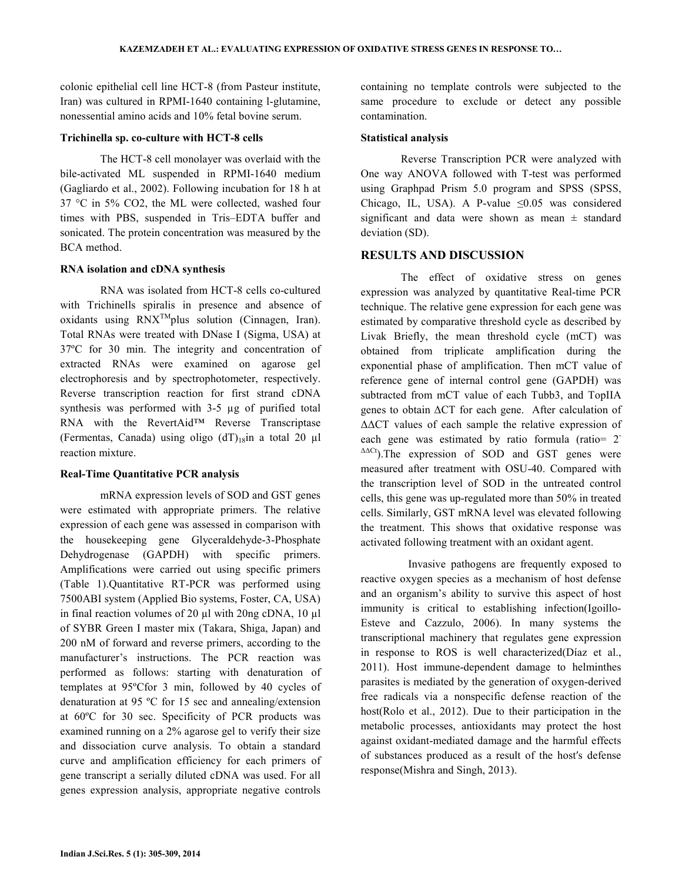colonic epithelial cell line HCT-8 (from Pasteur institute, Iran) was cultured in RPMI-1640 containing l-glutamine, nonessential amino acids and 10% fetal bovine serum.

#### Trichinella sp. co-culture with HCT-8 cells

The HCT-8 cell monolayer was overlaid with the bile-activated ML suspended in RPMI-1640 medium (Gagliardo et al., 2002). Following incubation for 18 h at 37 °C in 5% CO2, the ML were collected, washed four times with PBS, suspended in Tris–EDTA buffer and sonicated. The protein concentration was measured by the BCA method.

#### RNA isolation and cDNA synthesis

RNA was isolated from HCT-8 cells co-cultured with Trichinells spiralis in presence and absence of oxidants using RNX[TM]plus solution (Cinnagen, Iran). Total RNAs were treated with DNase I (Sigma, USA) at 37ºC for 30 min. The integrity and concentration of extracted RNAs were examined on agarose gel electrophoresis and by spectrophotometer, respectively. Reverse transcription reaction for first strand cDNA synthesis was performed with 3-5 µg of purified total RNA with the RevertAid™ Reverse Transcriptase (Fermentas, Canada) using oligo $(dT)_{18}$in a total 20 µl reaction mixture.

#### Real-Time Quantitative PCR analysis

mRNA expression levels of SOD and GST genes were estimated with appropriate primers. The relative expression of each gene was assessed in comparison with the housekeeping gene Glyceraldehyde-3-Phosphate Dehydrogenase (GAPDH) with specific primers. Amplifications were carried out using specific primers (Table 1).Quantitative RT-PCR was performed using 7500ABI system (Applied Bio systems, Foster, CA, USA) in final reaction volumes of 20 µl with 20ng cDNA, 10 µl of SYBR Green I master mix (Takara, Shiga, Japan) and 200 nM of forward and reverse primers, according to the manufacturer's instructions. The PCR reaction was performed as follows: starting with denaturation of templates at 95ºCfor 3 min, followed by 40 cycles of denaturation at 95 ºC for 15 sec and annealing/extension at 60ºC for 30 sec. Specificity of PCR products was examined running on a 2% agarose gel to verify their size and dissociation curve analysis. To obtain a standard curve and amplification efficiency for each primers of gene transcript a serially diluted cDNA was used. For all genes expression analysis, appropriate negative controls containing no template controls were subjected to the same procedure to exclude or detect any possible contamination.

#### Statistical analysis

Reverse Transcription PCR were analyzed with One way ANOVA followed with T-test was performed using Graphpad Prism 5.0 program and SPSS (SPSS, Chicago, IL, USA). A P-value $\leq 0.05$ was considered significant and data were shown as mean ± standard deviation (SD).

## RESULTS AND DISCUSSION

The effect of oxidative stress on genes expression was analyzed by quantitative Real-time PCR technique. The relative gene expression for each gene was estimated by comparative threshold cycle as described by Livak Briefly, the mean threshold cycle (mCT) was obtained from triplicate amplification during the exponential phase of amplification. Then mCT value of reference gene of internal control gene (GAPDH) was subtracted from mCT value of each Tubb3, and TopIIA genes to obtain ΔCT for each gene. After calculation of ΔΔCT values of each sample the relative expression of each gene was estimated by ratio formula (ratio= $2^{-\Delta\Delta Ct}$).The expression of SOD and GST genes were measured after treatment with OSU-40. Compared with the transcription level of SOD in the untreated control cells, this gene was up-regulated more than 50% in treated cells. Similarly, GST mRNA level was elevated following the treatment. This shows that oxidative response was activated following treatment with an oxidant agent.

Invasive pathogens are frequently exposed to reactive oxygen species as a mechanism of host defense and an organism's ability to survive this aspect of host immunity is critical to establishing infection(Igoillo-Esteve and Cazzulo, 2006). In many systems the transcriptional machinery that regulates gene expression in response to ROS is well characterized(Díaz et al., 2011). Host immune-dependent damage to helminthes parasites is mediated by the generation of oxygen-derived free radicals via a nonspecific defense reaction of the host(Rolo et al., 2012). Due to their participation in the metabolic processes, antioxidants may protect the host against oxidant-mediated damage and the harmful effects of substances produced as a result of the host′s defense response(Mishra and Singh, 2013).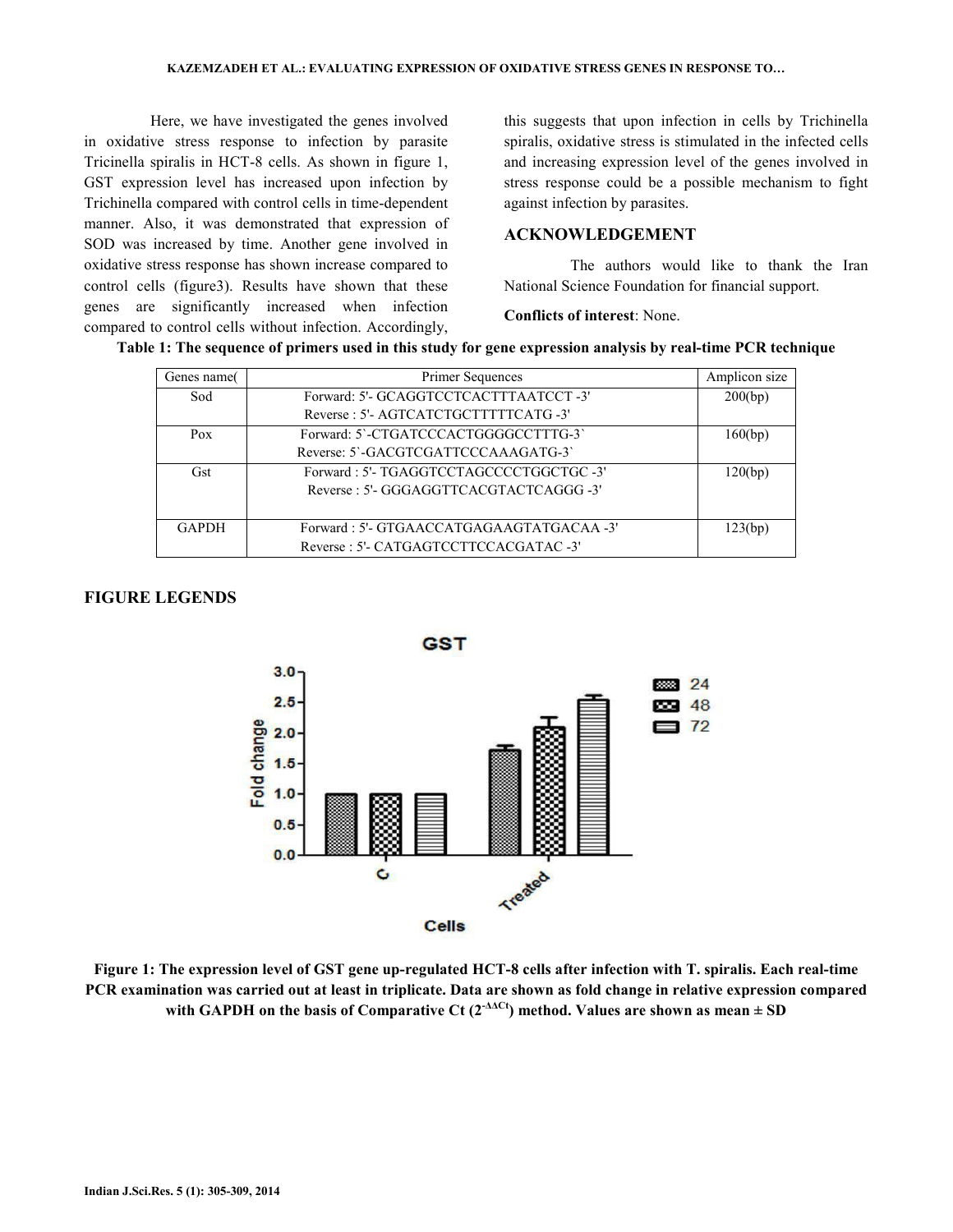Here, we have investigated the genes involved in oxidative stress response to infection by parasite Tricinella spiralis in HCT-8 cells. As shown in figure 1, GST expression level has increased upon infection by Trichinella compared with control cells in time-dependent manner. Also, it was demonstrated that expression of SOD was increased by time. Another gene involved in oxidative stress response has shown increase compared to control cells (figure3). Results have shown that these genes are significantly increased when infection compared to control cells without infection. Accordingly, this suggests that upon infection in cells by Trichinella spiralis, oxidative stress is stimulated in the infected cells and increasing expression level of the genes involved in stress response could be a possible mechanism to fight against infection by parasites.

## ACKNOWLEDGEMENT

The authors would like to thank the Iran National Science Foundation for financial support.

**Conflicts of interest**: None.

**Table 1: The sequence of primers used in this study for gene expression analysis by real-time PCR technique**

| Genes name( | Primer Sequences | Amplicon size |
|---|---|---|
| Sod | Forward: 5'- GCAGGTCCTCACTTTAATCCT -3'<br>Reverse : 5'- AGTCATCTGCTTTTTCATG -3' | 200(bp) |
| Pox | Forward: 5`-CTGATCCCACTGGGGCCTTTG-3`<br>Reverse: 5`-GACGTCGATTCCCAAAGATG-3` | 160(bp) |
| Gst | Forward : 5'- TGAGGTCCTAGCCCCTGGCTGC -3'<br>Reverse : 5'- GGGAGGTTCACGTACTCAGGG -3' | 120(bp) |
| GAPDH | Forward : 5'- GTGAACCATGAGAAGTATGACAA -3'<br>Reverse : 5'- CATGAGTCCTTCCACGATAC -3' | 123(bp) |

## FIGURE LEGENDS

**Figure 1: The expression level of GST gene up-regulated HCT-8 cells after infection with T. spiralis. Each real-time PCR examination was carried out at least in triplicate. Data are shown as fold change in relative expression compared with GAPDH on the basis of Comparative Ct ($2^{-\Delta\Delta Ct}$) method. Values are shown as mean ± SD**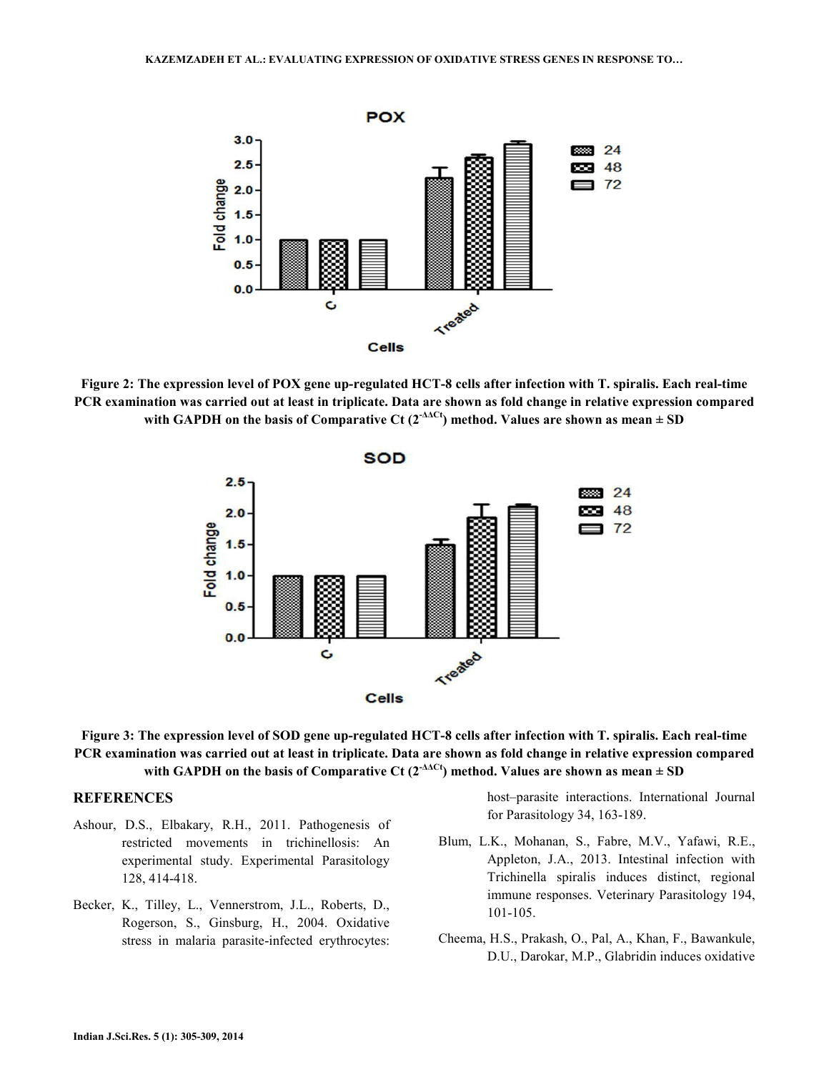Figure 2: The expression level of POX gene up-regulated HCT-8 cells after infection with T. spiralis. Each real-time PCR examination was carried out at least in triplicate. Data are shown as fold change in relative expression compared with GAPDH on the basis of Comparative Ct ($2^{-\Delta\Delta Ct}$) method. Values are shown as mean ± SD

Figure 3: The expression level of SOD gene up-regulated HCT-8 cells after infection with T. spiralis. Each real-time PCR examination was carried out at least in triplicate. Data are shown as fold change in relative expression compared with GAPDH on the basis of Comparative Ct ($2^{-\Delta\Delta Ct}$) method. Values are shown as mean ± SD

## REFERENCES

Ashour, D.S., Elbakary, R.H., 2011. Pathogenesis of restricted movements in trichinellosis: An experimental study. Experimental Parasitology 128, 414-418.

Becker, K., Tilley, L., Vennerstrom, J.L., Roberts, D., Rogerson, S., Ginsburg, H., 2004. Oxidative stress in malaria parasite-infected erythrocytes: host–parasite interactions. International Journal for Parasitology 34, 163-189.

Blum, L.K., Mohanan, S., Fabre, M.V., Yafawi, R.E., Appleton, J.A., 2013. Intestinal infection with Trichinella spiralis induces distinct, regional immune responses. Veterinary Parasitology 194, 101-105.

Cheema, H.S., Prakash, O., Pal, A., Khan, F., Bawankule, D.U., Darokar, M.P., Glabridin induces oxidative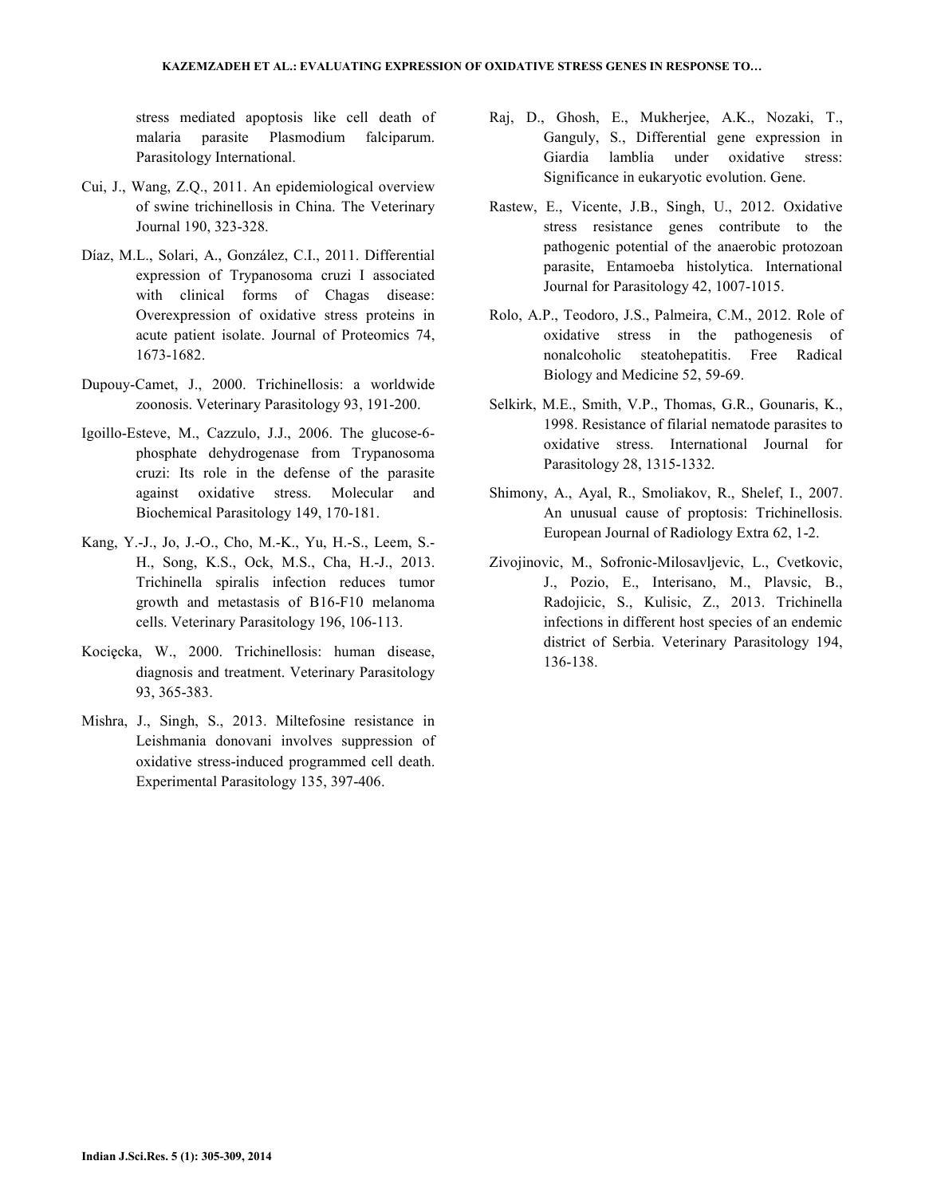stress mediated apoptosis like cell death of malaria parasite Plasmodium falciparum. Parasitology International.

Cui, J., Wang, Z.Q., 2011. An epidemiological overview of swine trichinellosis in China. The Veterinary Journal 190, 323-328.

Díaz, M.L., Solari, A., González, C.I., 2011. Differential expression of Trypanosoma cruzi I associated with clinical forms of Chagas disease: Overexpression of oxidative stress proteins in acute patient isolate. Journal of Proteomics 74, 1673-1682.

Dupouy-Camet, J., 2000. Trichinellosis: a worldwide zoonosis. Veterinary Parasitology 93, 191-200.

Igoillo-Esteve, M., Cazzulo, J.J., 2006. The glucose-6-phosphate dehydrogenase from Trypanosoma cruzi: Its role in the defense of the parasite against oxidative stress. Molecular and Biochemical Parasitology 149, 170-181.

Kang, Y.-J., Jo, J.-O., Cho, M.-K., Yu, H.-S., Leem, S.-H., Song, K.S., Ock, M.S., Cha, H.-J., 2013. Trichinella spiralis infection reduces tumor growth and metastasis of B16-F10 melanoma cells. Veterinary Parasitology 196, 106-113.

Kocięcka, W., 2000. Trichinellosis: human disease, diagnosis and treatment. Veterinary Parasitology 93, 365-383.

Mishra, J., Singh, S., 2013. Miltefosine resistance in Leishmania donovani involves suppression of oxidative stress-induced programmed cell death. Experimental Parasitology 135, 397-406.

Raj, D., Ghosh, E., Mukherjee, A.K., Nozaki, T., Ganguly, S., Differential gene expression in Giardia lamblia under oxidative stress: Significance in eukaryotic evolution. Gene.

Rastew, E., Vicente, J.B., Singh, U., 2012. Oxidative stress resistance genes contribute to the pathogenic potential of the anaerobic protozoan parasite, Entamoeba histolytica. International Journal for Parasitology 42, 1007-1015.

Rolo, A.P., Teodoro, J.S., Palmeira, C.M., 2012. Role of oxidative stress in the pathogenesis of nonalcoholic steatohepatitis. Free Radical Biology and Medicine 52, 59-69.

Selkirk, M.E., Smith, V.P., Thomas, G.R., Gounaris, K., 1998. Resistance of filarial nematode parasites to oxidative stress. International Journal for Parasitology 28, 1315-1332.

Shimony, A., Ayal, R., Smoliakov, R., Shelef, I., 2007. An unusual cause of proptosis: Trichinellosis. European Journal of Radiology Extra 62, 1-2.

Zivojinovic, M., Sofronic-Milosavljevic, L., Cvetkovic, J., Pozio, E., Interisano, M., Plavsic, B., Radojicic, S., Kulisic, Z., 2013. Trichinella infections in different host species of an endemic district of Serbia. Veterinary Parasitology 194, 136-138.